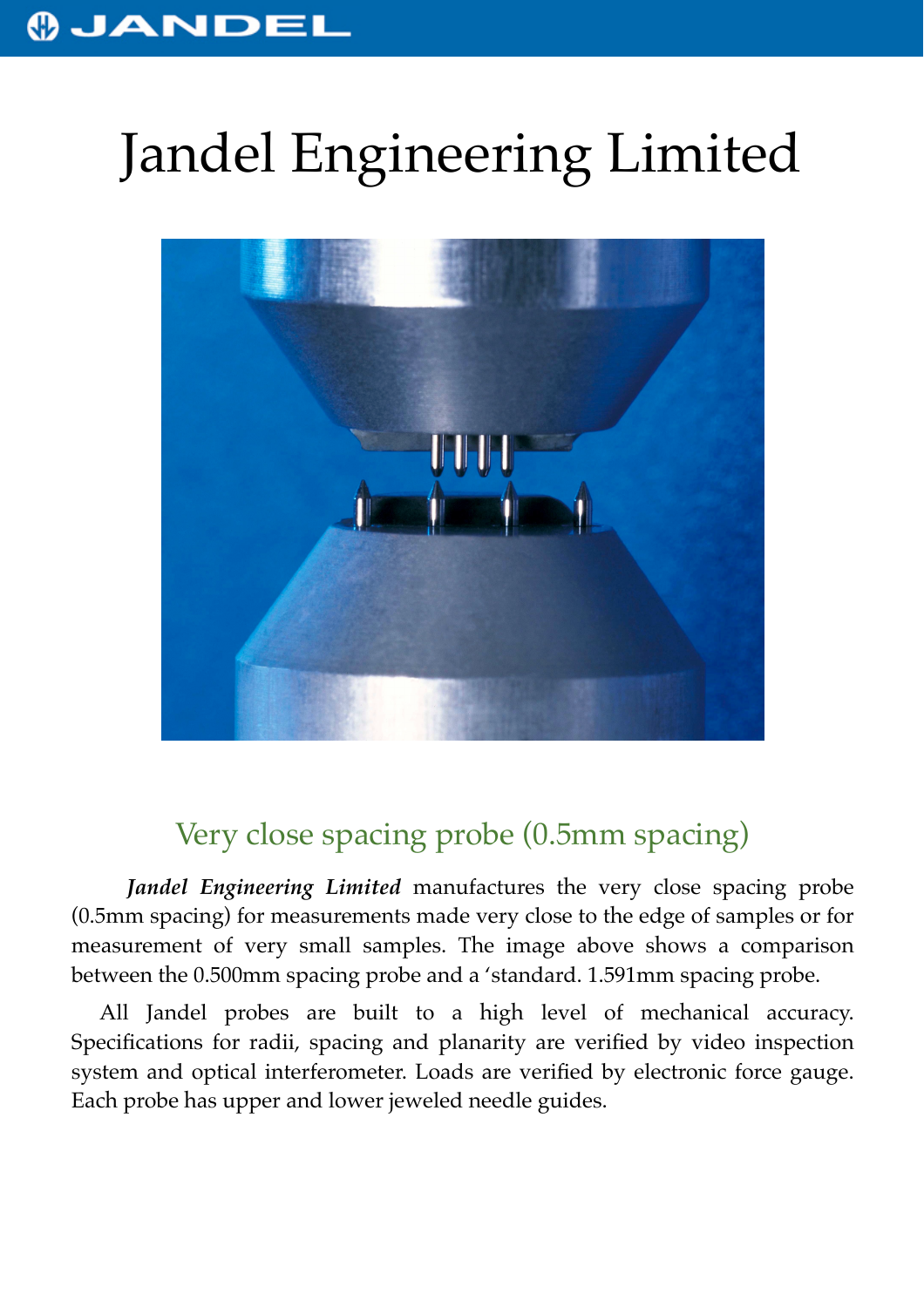# Jandel Engineering Limited

## Very close spacing probe (0.5mm spacing)

***Jandel Engineering Limited*** manufactures the very close spacing probe (0.5mm spacing) for measurements made very close to the edge of samples or for measurement of very small samples. The image above shows a comparison between the 0.500mm spacing probe and a 'standard. 1.591mm spacing probe.

All Jandel probes are built to a high level of mechanical accuracy. Specifications for radii, spacing and planarity are verified by video inspection system and optical interferometer. Loads are verified by electronic force gauge. Each probe has upper and lower jeweled needle guides.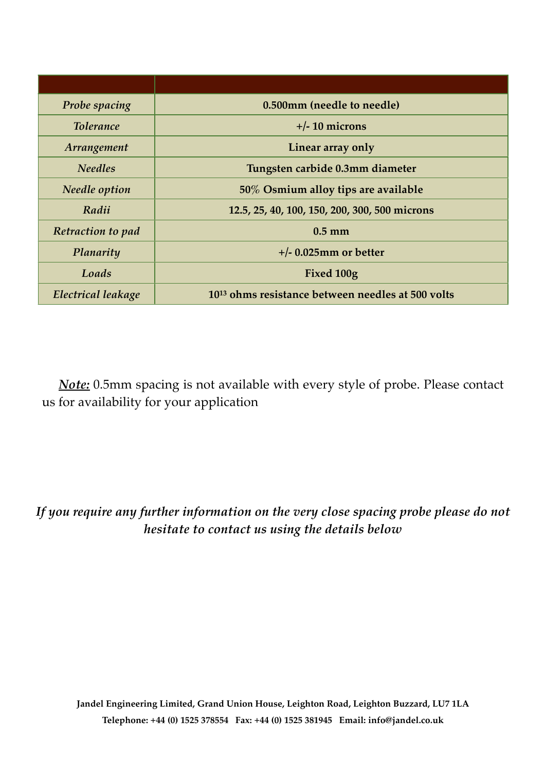| | |
|---|---|
| *Probe spacing* | **0.500mm (needle to needle)** |
| *Tolerance* | **+/- 10 microns** |
| *Arrangement* | **Linear array only** |
| *Needles* | **Tungsten carbide 0.3mm diameter** |
| *Needle option* | **50% Osmium alloy tips are available** |
| *Radii* | **12.5, 25, 40, 100, 150, 200, 300, 500 microns** |
| *Retraction to pad* | **0.5 mm** |
| *Planarity* | **+/- 0.025mm or better** |
| *Loads* | **Fixed 100g** |
| *Electrical leakage* | **$10^{13}$ ohms resistance between needles at 500 volts** |

***Note:*** 0.5mm spacing is not available with every style of probe. Please contact us for availability for your application

***If you require any further information on the very close spacing probe please do not hesitate to contact us using the details below***

**Jandel Engineering Limited, Grand Union House, Leighton Road, Leighton Buzzard, LU7 1LA**

**Telephone: +44 (0) 1525 378554 Fax: +44 (0) 1525 381945 Email: info@jandel.co.uk**